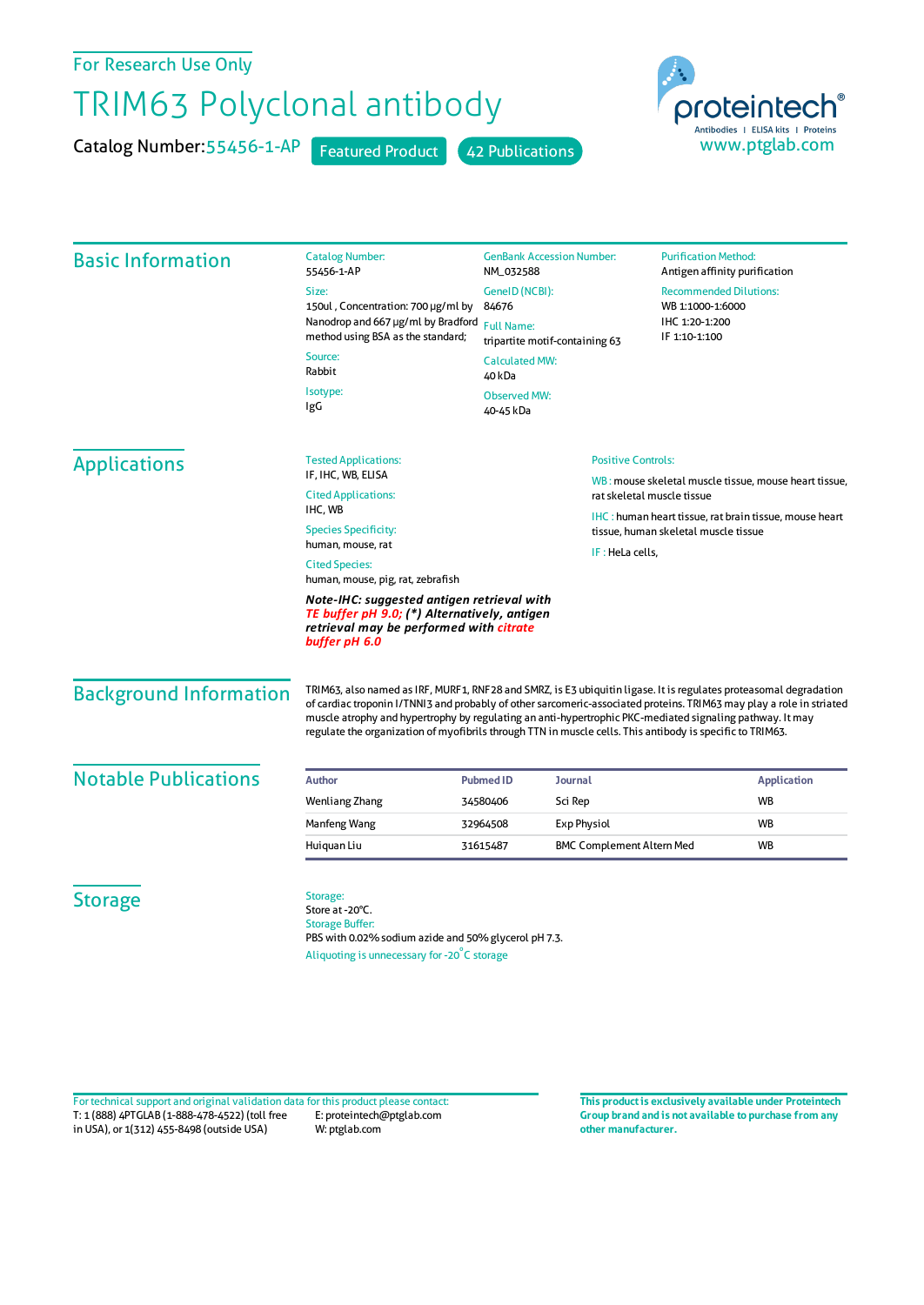For Research Use Only

# TRIM63 Polyclonal antibody

Catalog Number: 55456-1-AP   Featured Product   42 Publications

proteintech® Antibodies | ELISA kits | Proteins
www.ptglab.com

## Basic Information

Catalog Number:
55456-1-AP

Size:
150ul , Concentration: 700 μg/ml by Nanodrop and 667 μg/ml by Bradford method using BSA as the standard;

Source:
Rabbit

Isotype:
IgG

GenBank Accession Number:
NM_032588

GeneID (NCBI):
84676

Full Name:
tripartite motif-containing 63

Calculated MW:
40 kDa

Observed MW:
40-45 kDa

Purification Method:
Antigen affinity purification

Recommended Dilutions:
WB 1:1000-1:6000
IHC 1:20-1:200
IF 1:10-1:100

## Applications

Tested Applications:
IF, IHC, WB, ELISA

Cited Applications:
IHC, WB

Species Specificity:
human, mouse, rat

Cited Species:
human, mouse, pig, rat, zebrafish

***Note-IHC: suggested antigen retrieval with TE buffer pH 9.0; (\*) Alternatively, antigen retrieval may be performed with citrate buffer pH 6.0***

Positive Controls:

WB : mouse skeletal muscle tissue, mouse heart tissue, rat skeletal muscle tissue

IHC : human heart tissue, rat brain tissue, mouse heart tissue, human skeletal muscle tissue

IF : HeLa cells,

## Background Information

TRIM63, also named as IRF, MURF1, RNF28 and SMRZ, is E3 ubiquitin ligase. It is regulates proteasomal degradation of cardiac troponin I/TNNI3 and probably of other sarcomeric-associated proteins. TRIM63 may play a role in striated muscle atrophy and hypertrophy by regulating an anti-hypertrophic PKC-mediated signaling pathway. It may regulate the organization of myofibrils through TTN in muscle cells. This antibody is specific to TRIM63.

## Notable Publications

| Author | Pubmed ID | Journal | Application |
|---|---|---|---|
| Wenliang Zhang | 34580406 | Sci Rep | WB |
| Manfeng Wang | 32964508 | Exp Physiol | WB |
| Huiquan Liu | 31615487 | BMC Complement Altern Med | WB |

## Storage

Storage:
Store at -20°C.

Storage Buffer:
PBS with 0.02% sodium azide and 50% glycerol pH 7.3.

Aliquoting is unnecessary for -20°C storage

For technical support and original validation data for this product please contact:
T: 1 (888) 4PTGLAB (1-888-478-4522) (toll free in USA), or 1(312) 455-8498 (outside USA)
E: proteintech@ptglab.com
W: ptglab.com

**This product is exclusively available under Proteintech Group brand and is not available to purchase from any other manufacturer.**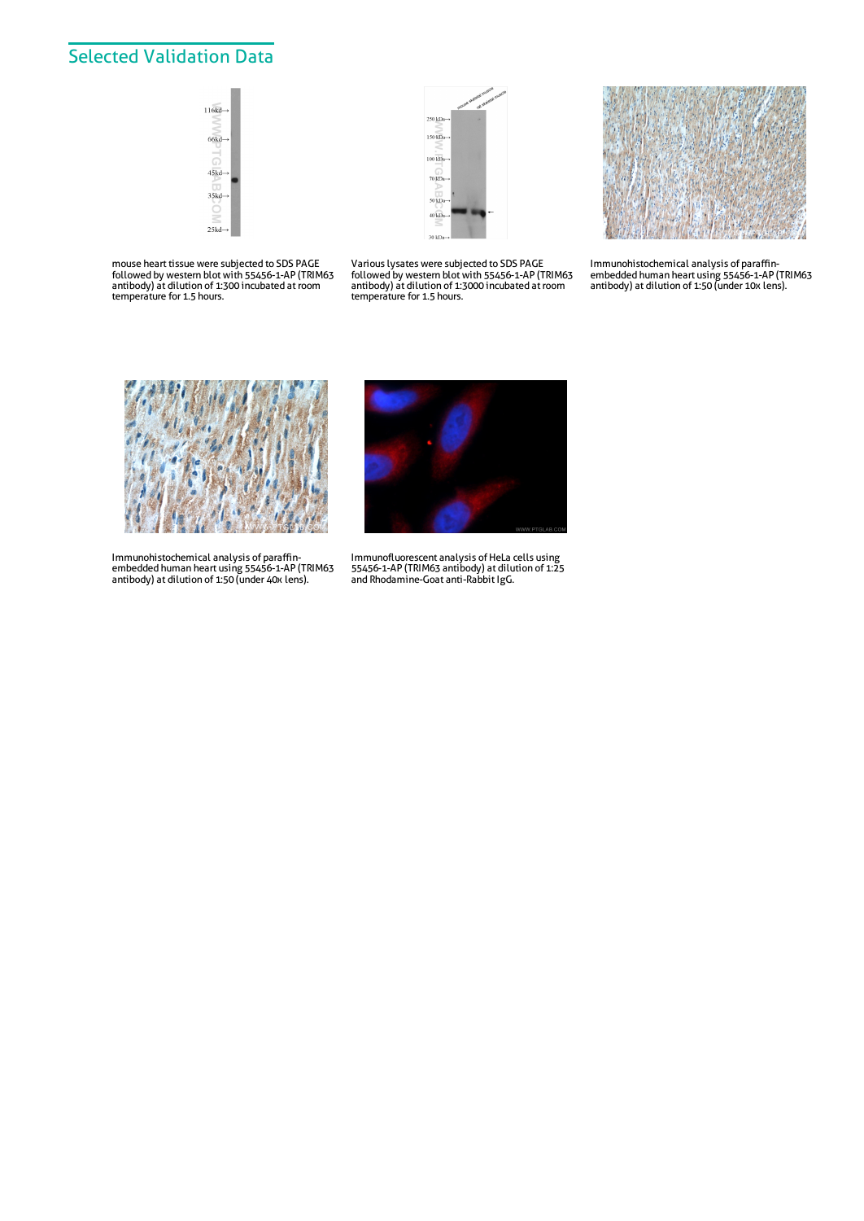## Selected Validation Data

mouse heart tissue were subjected to SDS PAGE followed by western blot with 55456-1-AP (TRIM63 antibody) at dilution of 1:300 incubated at room temperature for 1.5 hours.

Various lysates were subjected to SDS PAGE followed by western blot with 55456-1-AP (TRIM63 antibody) at dilution of 1:3000 incubated at room temperature for 1.5 hours.

Immunohistochemical analysis of paraffin-embedded human heart using 55456-1-AP (TRIM63 antibody) at dilution of 1:50 (under 10x lens).

Immunohistochemical analysis of paraffin-embedded human heart using 55456-1-AP (TRIM63 antibody) at dilution of 1:50 (under 40x lens).

Immunofluorescent analysis of HeLa cells using 55456-1-AP (TRIM63 antibody) at dilution of 1:25 and Rhodamine-Goat anti-Rabbit IgG.